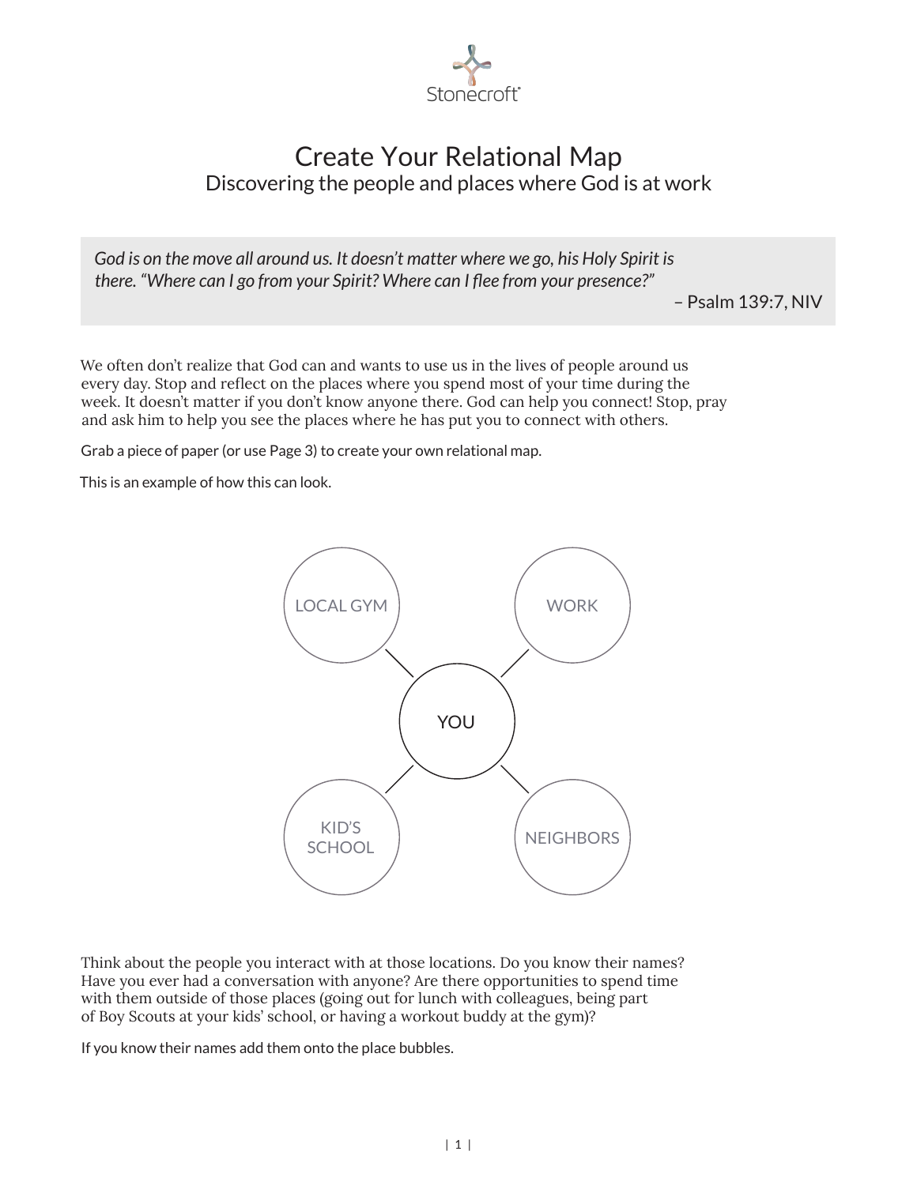Stonecroft®

# Create Your Relational Map

## Discovering the people and places where God is at work

> *God is on the move all around us. It doesn't matter where we go, his Holy Spirit is there. "Where can I go from your Spirit? Where can I flee from your presence?"*
>
> – Psalm 139:7, NIV

We often don't realize that God can and wants to use us in the lives of people around us every day. Stop and reflect on the places where you spend most of your time during the week. It doesn't matter if you don't know anyone there. God can help you connect! Stop, pray and ask him to help you see the places where he has put you to connect with others.

Grab a piece of paper (or use Page 3) to create your own relational map.

This is an example of how this can look.

LOCAL GYM

WORK

YOU

KID'S SCHOOL

NEIGHBORS

Think about the people you interact with at those locations. Do you know their names? Have you ever had a conversation with anyone? Are there opportunities to spend time with them outside of those places (going out for lunch with colleagues, being part of Boy Scouts at your kids' school, or having a workout buddy at the gym)?

If you know their names add them onto the place bubbles.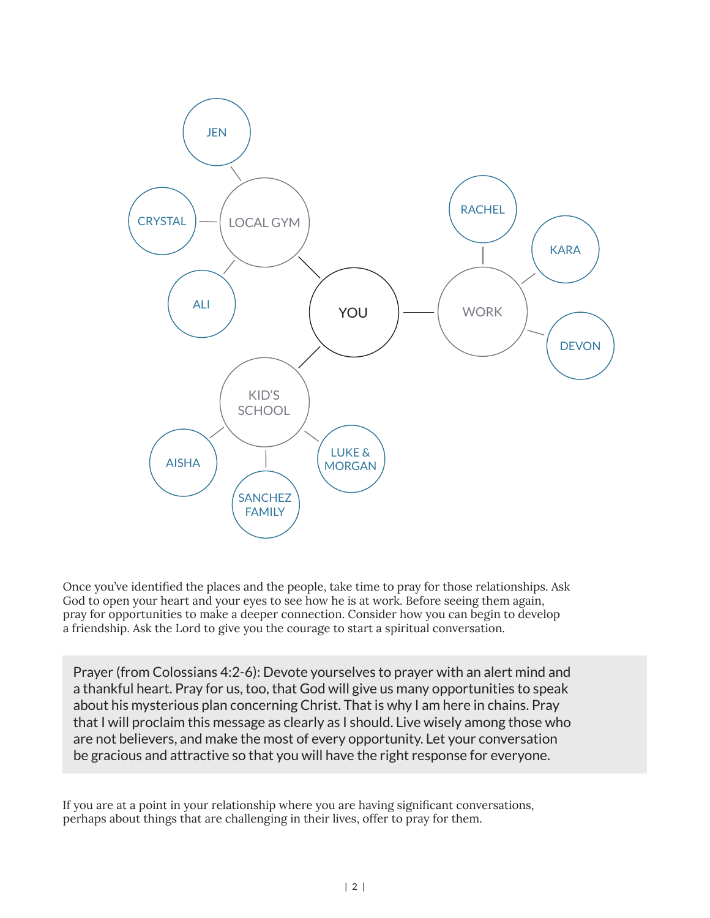- YOU
  - LOCAL GYM
    - JEN
    - CRYSTAL
    - ALI
  - WORK
    - RACHEL
    - KARA
    - DEVON
  - KID'S SCHOOL
    - AISHA
    - SANCHEZ FAMILY
    - LUKE & MORGAN

Once you've identified the places and the people, take time to pray for those relationships. Ask God to open your heart and your eyes to see how he is at work. Before seeing them again, pray for opportunities to make a deeper connection. Consider how you can begin to develop a friendship. Ask the Lord to give you the courage to start a spiritual conversation.

> Prayer (from Colossians 4:2-6): Devote yourselves to prayer with an alert mind and a thankful heart. Pray for us, too, that God will give us many opportunities to speak about his mysterious plan concerning Christ. That is why I am here in chains. Pray that I will proclaim this message as clearly as I should. Live wisely among those who are not believers, and make the most of every opportunity. Let your conversation be gracious and attractive so that you will have the right response for everyone.

If you are at a point in your relationship where you are having significant conversations, perhaps about things that are challenging in their lives, offer to pray for them.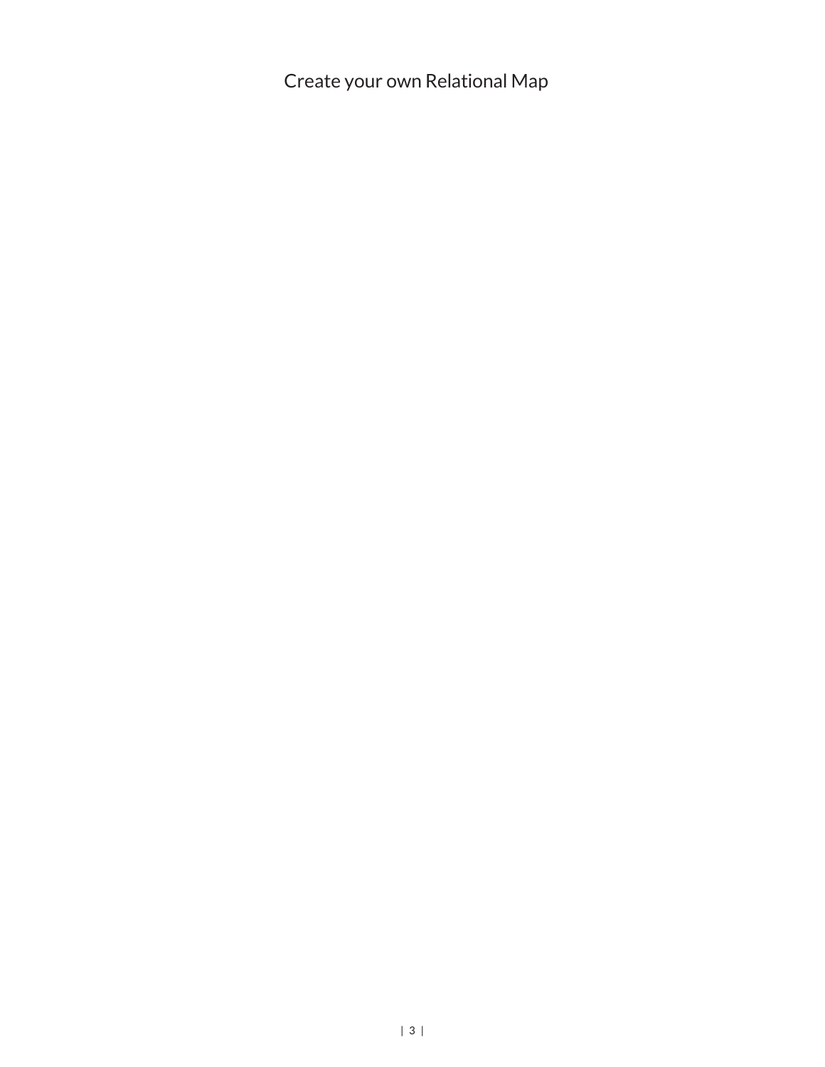# Create your own Relational Map